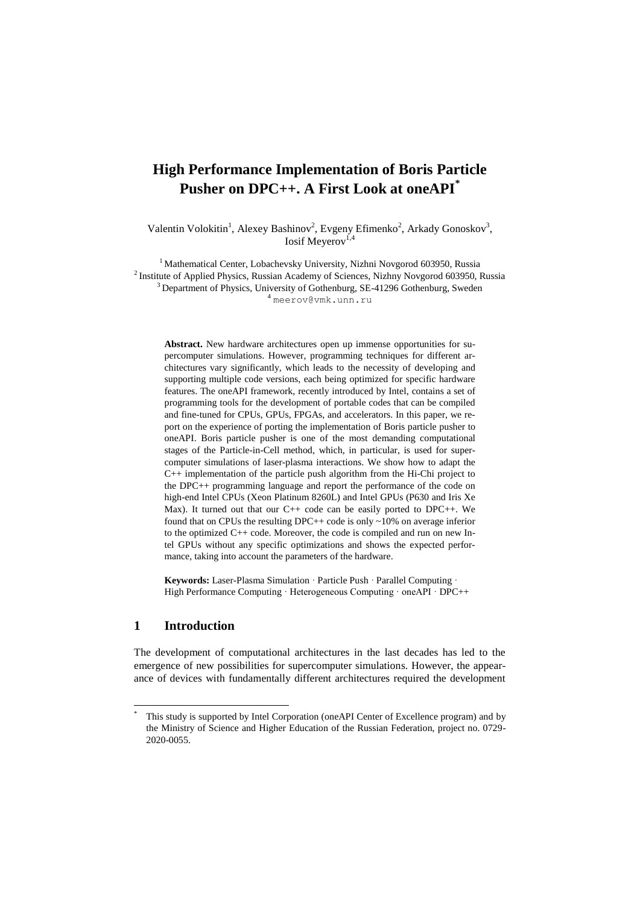# High Performance Implementation of Boris Particle Pusher on DPC++. A First Look at oneAPI*

Valentin Volokitin[1], Alexey Bashinov[2], Evgeny Efimenko[2], Arkady Gonoskov[3], Iosif Meyerov[1,4]

[1] Mathematical Center, Lobachevsky University, Nizhni Novgorod 603950, Russia
[2] Institute of Applied Physics, Russian Academy of Sciences, Nizhny Novgorod 603950, Russia
[3] Department of Physics, University of Gothenburg, SE-41296 Gothenburg, Sweden
[4] meerov@vmk.unn.ru

**Abstract.** New hardware architectures open up immense opportunities for supercomputer simulations. However, programming techniques for different architectures vary significantly, which leads to the necessity of developing and supporting multiple code versions, each being optimized for specific hardware features. The oneAPI framework, recently introduced by Intel, contains a set of programming tools for the development of portable codes that can be compiled and fine-tuned for CPUs, GPUs, FPGAs, and accelerators. In this paper, we report on the experience of porting the implementation of Boris particle pusher to oneAPI. Boris particle pusher is one of the most demanding computational stages of the Particle-in-Cell method, which, in particular, is used for supercomputer simulations of laser-plasma interactions. We show how to adapt the C++ implementation of the particle push algorithm from the Hi-Chi project to the DPC++ programming language and report the performance of the code on high-end Intel CPUs (Xeon Platinum 8260L) and Intel GPUs (P630 and Iris Xe Max). It turned out that our C++ code can be easily ported to DPC++. We found that on CPUs the resulting DPC++ code is only ~10% on average inferior to the optimized C++ code. Moreover, the code is compiled and run on new Intel GPUs without any specific optimizations and shows the expected performance, taking into account the parameters of the hardware.

**Keywords:** Laser-Plasma Simulation · Particle Push · Parallel Computing · High Performance Computing · Heterogeneous Computing · oneAPI · DPC++

## 1 Introduction

The development of computational architectures in the last decades has led to the emergence of new possibilities for supercomputer simulations. However, the appearance of devices with fundamentally different architectures required the development

* This study is supported by Intel Corporation (oneAPI Center of Excellence program) and by the Ministry of Science and Higher Education of the Russian Federation, project no. 0729-2020-0055.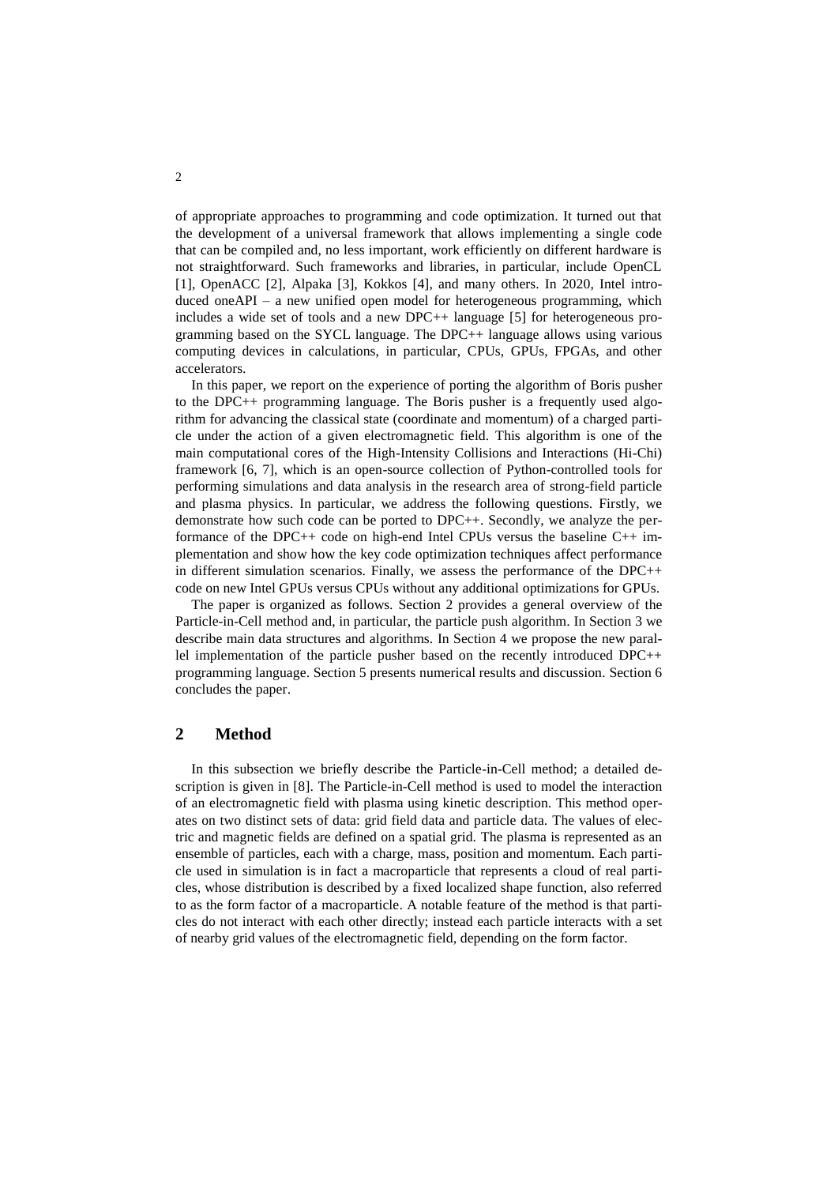of appropriate approaches to programming and code optimization. It turned out that the development of a universal framework that allows implementing a single code that can be compiled and, no less important, work efficiently on different hardware is not straightforward. Such frameworks and libraries, in particular, include OpenCL [1], OpenACC [2], Alpaka [3], Kokkos [4], and many others. In 2020, Intel introduced oneAPI – a new unified open model for heterogeneous programming, which includes a wide set of tools and a new DPC++ language [5] for heterogeneous programming based on the SYCL language. The DPC++ language allows using various computing devices in calculations, in particular, CPUs, GPUs, FPGAs, and other accelerators.

In this paper, we report on the experience of porting the algorithm of Boris pusher to the DPC++ programming language. The Boris pusher is a frequently used algorithm for advancing the classical state (coordinate and momentum) of a charged particle under the action of a given electromagnetic field. This algorithm is one of the main computational cores of the High-Intensity Collisions and Interactions (Hi-Chi) framework [6, 7], which is an open-source collection of Python-controlled tools for performing simulations and data analysis in the research area of strong-field particle and plasma physics. In particular, we address the following questions. Firstly, we demonstrate how such code can be ported to DPC++. Secondly, we analyze the performance of the DPC++ code on high-end Intel CPUs versus the baseline C++ implementation and show how the key code optimization techniques affect performance in different simulation scenarios. Finally, we assess the performance of the DPC++ code on new Intel GPUs versus CPUs without any additional optimizations for GPUs.

The paper is organized as follows. Section 2 provides a general overview of the Particle-in-Cell method and, in particular, the particle push algorithm. In Section 3 we describe main data structures and algorithms. In Section 4 we propose the new parallel implementation of the particle pusher based on the recently introduced DPC++ programming language. Section 5 presents numerical results and discussion. Section 6 concludes the paper.

## 2 Method

In this subsection we briefly describe the Particle-in-Cell method; a detailed description is given in [8]. The Particle-in-Cell method is used to model the interaction of an electromagnetic field with plasma using kinetic description. This method operates on two distinct sets of data: grid field data and particle data. The values of electric and magnetic fields are defined on a spatial grid. The plasma is represented as an ensemble of particles, each with a charge, mass, position and momentum. Each particle used in simulation is in fact a macroparticle that represents a cloud of real particles, whose distribution is described by a fixed localized shape function, also referred to as the form factor of a macroparticle. A notable feature of the method is that particles do not interact with each other directly; instead each particle interacts with a set of nearby grid values of the electromagnetic field, depending on the form factor.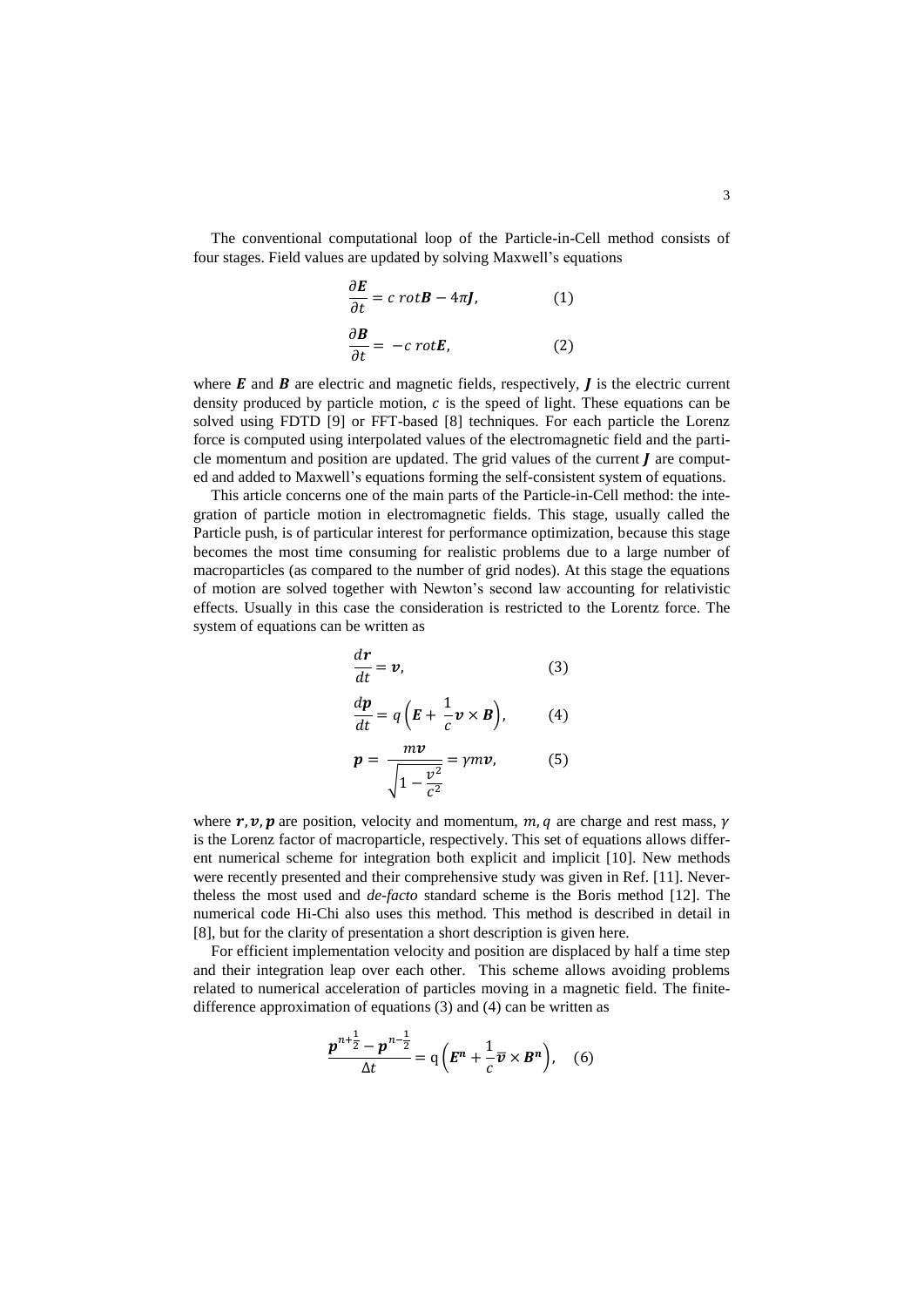The conventional computational loop of the Particle-in-Cell method consists of four stages. Field values are updated by solving Maxwell's equations

$$\frac{\partial \boldsymbol{E}}{\partial t} = c\ rot\boldsymbol{B} - 4\pi \boldsymbol{J}, \qquad (1)$$

$$\frac{\partial \boldsymbol{B}}{\partial t} = -c\ rot\boldsymbol{E}, \qquad (2)$$

where $\boldsymbol{E}$ and $\boldsymbol{B}$ are electric and magnetic fields, respectively, $\boldsymbol{J}$ is the electric current density produced by particle motion, $c$ is the speed of light. These equations can be solved using FDTD [9] or FFT-based [8] techniques. For each particle the Lorenz force is computed using interpolated values of the electromagnetic field and the particle momentum and position are updated. The grid values of the current $\boldsymbol{J}$ are computed and added to Maxwell's equations forming the self-consistent system of equations.

This article concerns one of the main parts of the Particle-in-Cell method: the integration of particle motion in electromagnetic fields. This stage, usually called the Particle push, is of particular interest for performance optimization, because this stage becomes the most time consuming for realistic problems due to a large number of macroparticles (as compared to the number of grid nodes). At this stage the equations of motion are solved together with Newton's second law accounting for relativistic effects. Usually in this case the consideration is restricted to the Lorentz force. The system of equations can be written as

$$\frac{d\boldsymbol{r}}{dt} = \boldsymbol{v}, \qquad (3)$$

$$\frac{d\boldsymbol{p}}{dt} = q\left(\boldsymbol{E} + \frac{1}{c}\boldsymbol{v} \times \boldsymbol{B}\right), \qquad (4)$$

$$\boldsymbol{p} = \frac{m\boldsymbol{v}}{\sqrt{1 - \frac{v^2}{c^2}}} = \gamma m \boldsymbol{v}, \qquad (5)$$

where $\boldsymbol{r}, \boldsymbol{v}, \boldsymbol{p}$ are position, velocity and momentum, $m, q$ are charge and rest mass, $\gamma$ is the Lorenz factor of macroparticle, respectively. This set of equations allows different numerical scheme for integration both explicit and implicit [10]. New methods were recently presented and their comprehensive study was given in Ref. [11]. Nevertheless the most used and *de-facto* standard scheme is the Boris method [12]. The numerical code Hi-Chi also uses this method. This method is described in detail in [8], but for the clarity of presentation a short description is given here.

For efficient implementation velocity and position are displaced by half a time step and their integration leap over each other. This scheme allows avoiding problems related to numerical acceleration of particles moving in a magnetic field. The finite-difference approximation of equations (3) and (4) can be written as

$$\frac{\boldsymbol{p}^{n+\frac{1}{2}} - \boldsymbol{p}^{n-\frac{1}{2}}}{\Delta t} = q\left(\boldsymbol{E}^{\boldsymbol{n}} + \frac{1}{c}\overline{\boldsymbol{v}} \times \boldsymbol{B}^{\boldsymbol{n}}\right), \quad (6)$$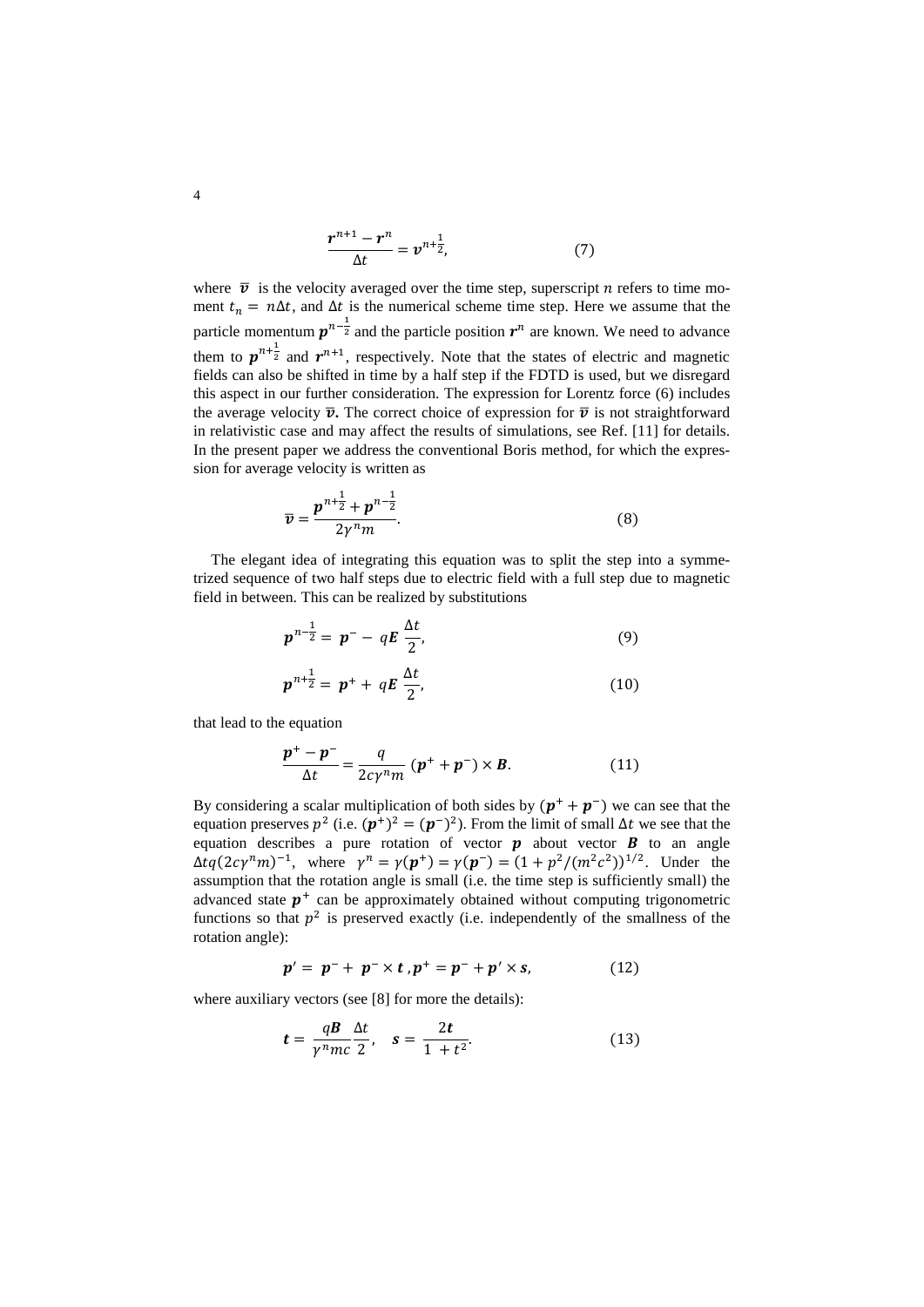$$\frac{\boldsymbol{r}^{n+1} - \boldsymbol{r}^{n}}{\Delta t} = \boldsymbol{v}^{n+\frac{1}{2}}, \tag{7}$$

where $\overline{\boldsymbol{v}}$ is the velocity averaged over the time step, superscript $n$ refers to time moment $t_n = n\Delta t$, and $\Delta t$ is the numerical scheme time step. Here we assume that the particle momentum $\boldsymbol{p}^{n-\frac{1}{2}}$ and the particle position $\boldsymbol{r}^n$ are known. We need to advance them to $\boldsymbol{p}^{n+\frac{1}{2}}$ and $\boldsymbol{r}^{n+1}$, respectively. Note that the states of electric and magnetic fields can also be shifted in time by a half step if the FDTD is used, but we disregard this aspect in our further consideration. The expression for Lorentz force (6) includes the average velocity $\overline{\boldsymbol{v}}$**.** The correct choice of expression for $\overline{\boldsymbol{v}}$ is not straightforward in relativistic case and may affect the results of simulations, see Ref. [11] for details. In the present paper we address the conventional Boris method, for which the expression for average velocity is written as

$$\overline{\boldsymbol{v}} = \frac{\boldsymbol{p}^{n+\frac{1}{2}} + \boldsymbol{p}^{n-\frac{1}{2}}}{2\gamma^n m}. \tag{8}$$

The elegant idea of integrating this equation was to split the step into a symmetrized sequence of two half steps due to electric field with a full step due to magnetic field in between. This can be realized by substitutions

$$\boldsymbol{p}^{n-\frac{1}{2}} = \boldsymbol{p}^{-} - q\boldsymbol{E}\,\frac{\Delta t}{2}, \tag{9}$$

$$\boldsymbol{p}^{n+\frac{1}{2}} = \boldsymbol{p}^{+} + q\boldsymbol{E}\,\frac{\Delta t}{2}, \tag{10}$$

that lead to the equation

$$\frac{\boldsymbol{p}^{+} - \boldsymbol{p}^{-}}{\Delta t} = \frac{q}{2c\gamma^n m}\,(\boldsymbol{p}^{+} + \boldsymbol{p}^{-}) \times \boldsymbol{B}. \tag{11}$$

By considering a scalar multiplication of both sides by $(\boldsymbol{p}^{+} + \boldsymbol{p}^{-})$ we can see that the equation preserves $p^2$ (i.e. $(\boldsymbol{p}^{+})^2 = (\boldsymbol{p}^{-})^2$). From the limit of small $\Delta t$ we see that the equation describes a pure rotation of vector $\boldsymbol{p}$ about vector $\boldsymbol{B}$ to an angle $\Delta t q (2c\gamma^n m)^{-1}$, where $\gamma^n = \gamma(\boldsymbol{p}^{+}) = \gamma(\boldsymbol{p}^{-}) = (1 + p^2/(m^2c^2))^{1/2}$. Under the assumption that the rotation angle is small (i.e. the time step is sufficiently small) the advanced state $\boldsymbol{p}^{+}$ can be approximately obtained without computing trigonometric functions so that $p^2$ is preserved exactly (i.e. independently of the smallness of the rotation angle):

$$\boldsymbol{p}' = \boldsymbol{p}^{-} + \boldsymbol{p}^{-} \times \boldsymbol{t}\,, \boldsymbol{p}^{+} = \boldsymbol{p}^{-} + \boldsymbol{p}' \times \boldsymbol{s}, \tag{12}$$

where auxiliary vectors (see [8] for more the details):

$$\boldsymbol{t} = \frac{q\boldsymbol{B}}{\gamma^n mc}\frac{\Delta t}{2}, \quad \boldsymbol{s} = \frac{2\boldsymbol{t}}{1 + t^2}. \tag{13}$$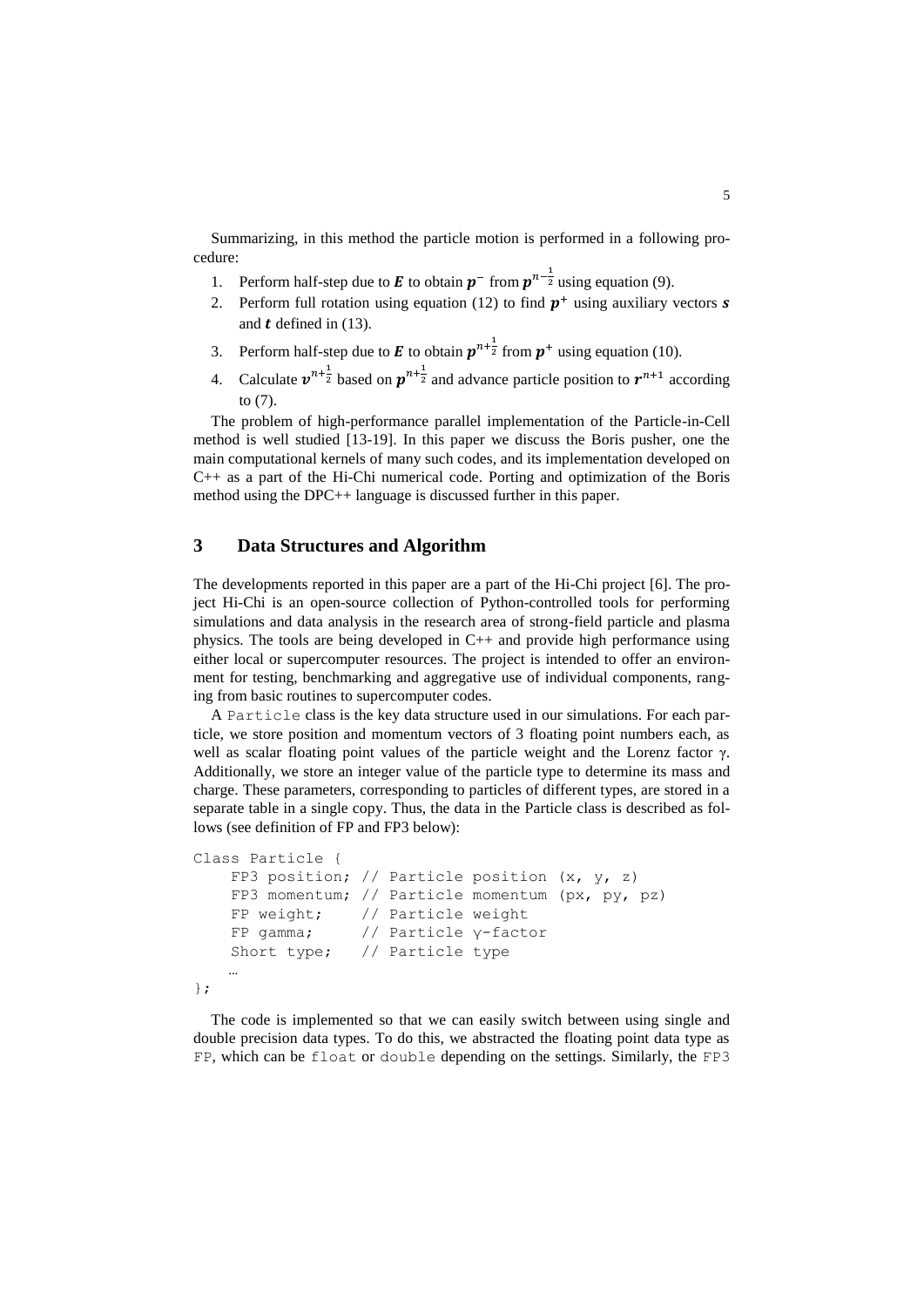Summarizing, in this method the particle motion is performed in a following procedure:

1. Perform half-step due to $\boldsymbol{E}$ to obtain $\boldsymbol{p}^-$ from $\boldsymbol{p}^{n-\frac{1}{2}}$ using equation (9).
2. Perform full rotation using equation (12) to find $\boldsymbol{p}^+$ using auxiliary vectors $\boldsymbol{s}$ and $\boldsymbol{t}$ defined in (13).
3. Perform half-step due to $\boldsymbol{E}$ to obtain $\boldsymbol{p}^{n+\frac{1}{2}}$ from $\boldsymbol{p}^+$ using equation (10).
4. Calculate $\boldsymbol{v}^{n+\frac{1}{2}}$ based on $\boldsymbol{p}^{n+\frac{1}{2}}$ and advance particle position to $\boldsymbol{r}^{n+1}$ according to (7).

The problem of high-performance parallel implementation of the Particle-in-Cell method is well studied [13-19]. In this paper we discuss the Boris pusher, one the main computational kernels of many such codes, and its implementation developed on C++ as a part of the Hi-Chi numerical code. Porting and optimization of the Boris method using the DPC++ language is discussed further in this paper.

## 3 Data Structures and Algorithm

The developments reported in this paper are a part of the Hi-Chi project [6]. The project Hi-Chi is an open-source collection of Python-controlled tools for performing simulations and data analysis in the research area of strong-field particle and plasma physics. The tools are being developed in C++ and provide high performance using either local or supercomputer resources. The project is intended to offer an environment for testing, benchmarking and aggregative use of individual components, ranging from basic routines to supercomputer codes.

A `Particle` class is the key data structure used in our simulations. For each particle, we store position and momentum vectors of 3 floating point numbers each, as well as scalar floating point values of the particle weight and the Lorenz factor γ. Additionally, we store an integer value of the particle type to determine its mass and charge. These parameters, corresponding to particles of different types, are stored in a separate table in a single copy. Thus, the data in the Particle class is described as follows (see definition of FP and FP3 below):

```
Class Particle {
    FP3 position; // Particle position (x, y, z)
    FP3 momentum; // Particle momentum (px, py, pz)
    FP weight;    // Particle weight
    FP gamma;     // Particle γ-factor
    Short type;   // Particle type
    …
};
```

The code is implemented so that we can easily switch between using single and double precision data types. To do this, we abstracted the floating point data type as `FP`, which can be `float` or `double` depending on the settings. Similarly, the `FP3`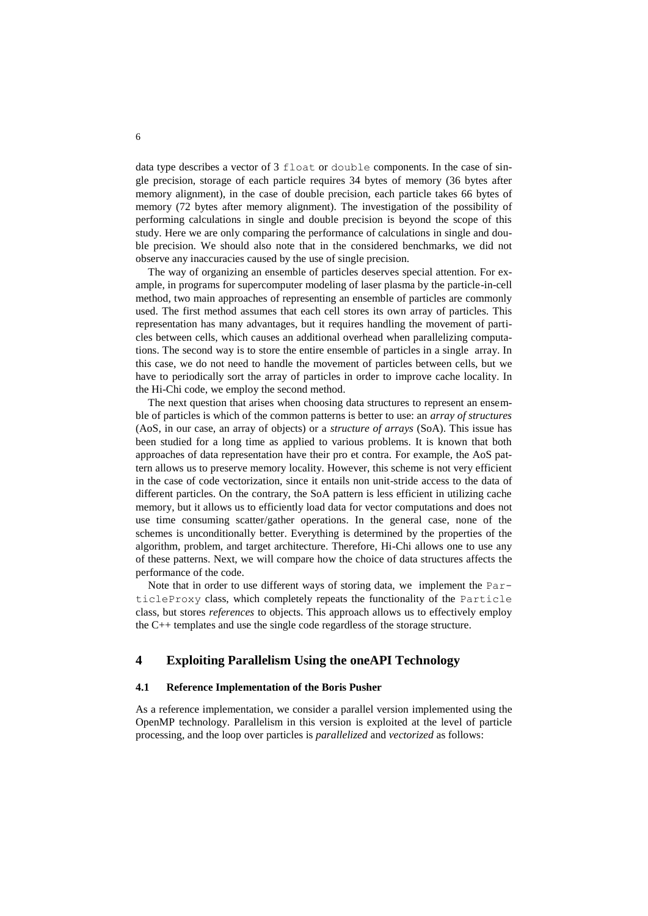data type describes a vector of 3 `float` or `double` components. In the case of single precision, storage of each particle requires 34 bytes of memory (36 bytes after memory alignment), in the case of double precision, each particle takes 66 bytes of memory (72 bytes after memory alignment). The investigation of the possibility of performing calculations in single and double precision is beyond the scope of this study. Here we are only comparing the performance of calculations in single and double precision. We should also note that in the considered benchmarks, we did not observe any inaccuracies caused by the use of single precision.

The way of organizing an ensemble of particles deserves special attention. For example, in programs for supercomputer modeling of laser plasma by the particle-in-cell method, two main approaches of representing an ensemble of particles are commonly used. The first method assumes that each cell stores its own array of particles. This representation has many advantages, but it requires handling the movement of particles between cells, which causes an additional overhead when parallelizing computations. The second way is to store the entire ensemble of particles in a single array. In this case, we do not need to handle the movement of particles between cells, but we have to periodically sort the array of particles in order to improve cache locality. In the Hi-Chi code, we employ the second method.

The next question that arises when choosing data structures to represent an ensemble of particles is which of the common patterns is better to use: an *array of structures* (AoS, in our case, an array of objects) or a *structure of arrays* (SoA). This issue has been studied for a long time as applied to various problems. It is known that both approaches of data representation have their pro et contra. For example, the AoS pattern allows us to preserve memory locality. However, this scheme is not very efficient in the case of code vectorization, since it entails non unit-stride access to the data of different particles. On the contrary, the SoA pattern is less efficient in utilizing cache memory, but it allows us to efficiently load data for vector computations and does not use time consuming scatter/gather operations. In the general case, none of the schemes is unconditionally better. Everything is determined by the properties of the algorithm, problem, and target architecture. Therefore, Hi-Chi allows one to use any of these patterns. Next, we will compare how the choice of data structures affects the performance of the code.

Note that in order to use different ways of storing data, we implement the `ParticleProxy` class, which completely repeats the functionality of the `Particle` class, but stores *references* to objects. This approach allows us to effectively employ the C++ templates and use the single code regardless of the storage structure.

## 4 Exploiting Parallelism Using the oneAPI Technology

### 4.1 Reference Implementation of the Boris Pusher

As a reference implementation, we consider a parallel version implemented using the OpenMP technology. Parallelism in this version is exploited at the level of particle processing, and the loop over particles is *parallelized* and *vectorized* as follows: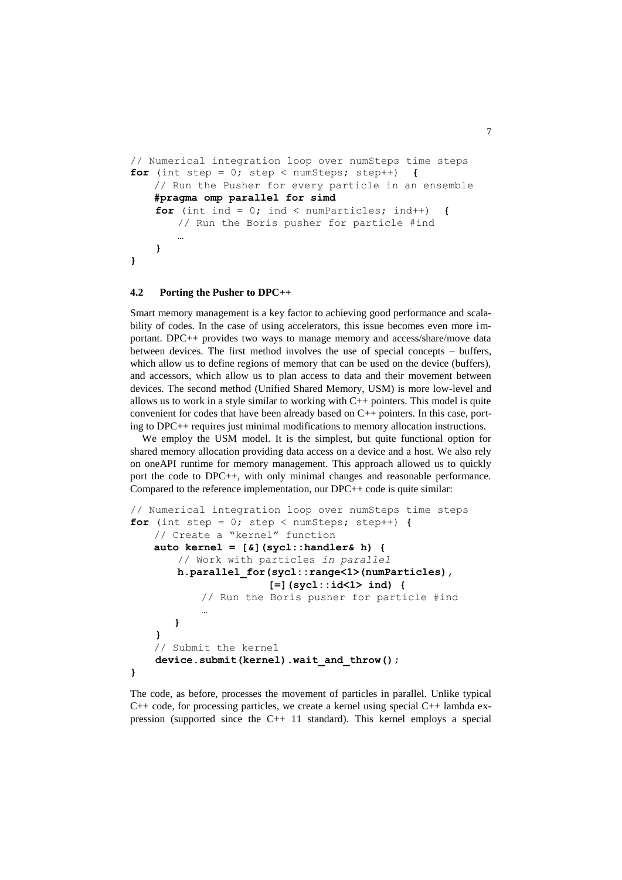```
// Numerical integration loop over numSteps time steps
for (int step = 0; step < numSteps; step++)  {
    // Run the Pusher for every particle in an ensemble
    #pragma omp parallel for simd
    for (int ind = 0; ind < numParticles; ind++)  {
        // Run the Boris pusher for particle #ind
        …
    }
}
```

### 4.2 Porting the Pusher to DPC++

Smart memory management is a key factor to achieving good performance and scalability of codes. In the case of using accelerators, this issue becomes even more important. DPC++ provides two ways to manage memory and access/share/move data between devices. The first method involves the use of special concepts – buffers, which allow us to define regions of memory that can be used on the device (buffers), and accessors, which allow us to plan access to data and their movement between devices. The second method (Unified Shared Memory, USM) is more low-level and allows us to work in a style similar to working with C++ pointers. This model is quite convenient for codes that have been already based on C++ pointers. In this case, porting to DPC++ requires just minimal modifications to memory allocation instructions.

We employ the USM model. It is the simplest, but quite functional option for shared memory allocation providing data access on a device and a host. We also rely on oneAPI runtime for memory management. This approach allowed us to quickly port the code to DPC++, with only minimal changes and reasonable performance. Compared to the reference implementation, our DPC++ code is quite similar:

```
// Numerical integration loop over numSteps time steps
for (int step = 0; step < numSteps; step++) {
    // Create a "kernel" function
    auto kernel = [&](sycl::handler& h) {
        // Work with particles in parallel
        h.parallel_for(sycl::range<1>(numParticles),
                       [=](sycl::id<1> ind) {
            // Run the Boris pusher for particle #ind
            …
        }
    }
    // Submit the kernel
    device.submit(kernel).wait_and_throw();
}
```

The code, as before, processes the movement of particles in parallel. Unlike typical C++ code, for processing particles, we create a kernel using special C++ lambda expression (supported since the C++ 11 standard). This kernel employs a special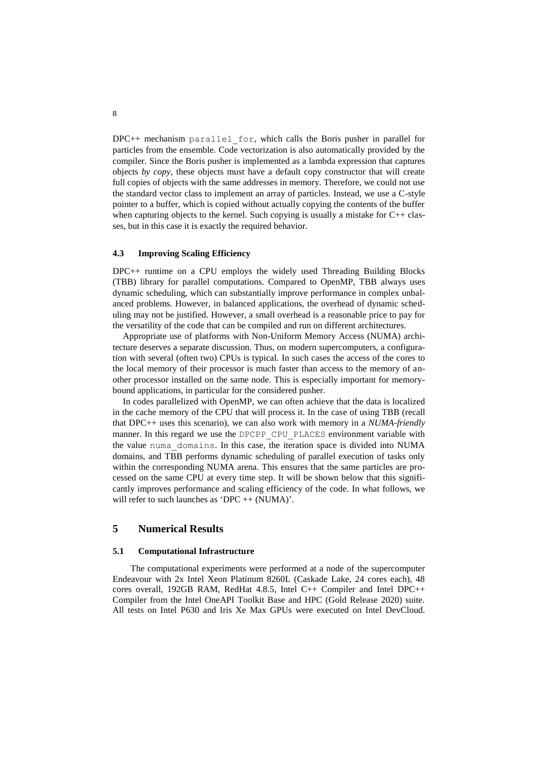DPC++ mechanism `parallel_for`, which calls the Boris pusher in parallel for particles from the ensemble. Code vectorization is also automatically provided by the compiler. Since the Boris pusher is implemented as a lambda expression that captures objects *by copy*, these objects must have a default copy constructor that will create full copies of objects with the same addresses in memory. Therefore, we could not use the standard vector class to implement an array of particles. Instead, we use a C-style pointer to a buffer, which is copied without actually copying the contents of the buffer when capturing objects to the kernel. Such copying is usually a mistake for C++ classes, but in this case it is exactly the required behavior.

### 4.3 Improving Scaling Efficiency

DPC++ runtime on a CPU employs the widely used Threading Building Blocks (TBB) library for parallel computations. Compared to OpenMP, TBB always uses dynamic scheduling, which can substantially improve performance in complex unbalanced problems. However, in balanced applications, the overhead of dynamic scheduling may not be justified. However, a small overhead is a reasonable price to pay for the versatility of the code that can be compiled and run on different architectures.

Appropriate use of platforms with Non-Uniform Memory Access (NUMA) architecture deserves a separate discussion. Thus, on modern supercomputers, a configuration with several (often two) CPUs is typical. In such cases the access of the cores to the local memory of their processor is much faster than access to the memory of another processor installed on the same node. This is especially important for memory-bound applications, in particular for the considered pusher.

In codes parallelized with OpenMP, we can often achieve that the data is localized in the cache memory of the CPU that will process it. In the case of using TBB (recall that DPC++ uses this scenario), we can also work with memory in a *NUMA-friendly* manner. In this regard we use the `DPCPP_CPU_PLACES` environment variable with the value `numa_domains`. In this case, the iteration space is divided into NUMA domains, and TBB performs dynamic scheduling of parallel execution of tasks only within the corresponding NUMA arena. This ensures that the same particles are processed on the same CPU at every time step. It will be shown below that this significantly improves performance and scaling efficiency of the code. In what follows, we will refer to such launches as 'DPC ++ (NUMA)'.

## 5 Numerical Results

### 5.1 Computational Infrastructure

The computational experiments were performed at a node of the supercomputer Endeavour with 2x Intel Xeon Platinum 8260L (Caskade Lake, 24 cores each), 48 cores overall, 192GB RAM, RedHat 4.8.5, Intel C++ Compiler and Intel DPC++ Compiler from the Intel OneAPI Toolkit Base and HPC (Gold Release 2020) suite. All tests on Intel P630 and Iris Xe Max GPUs were executed on Intel DevCloud.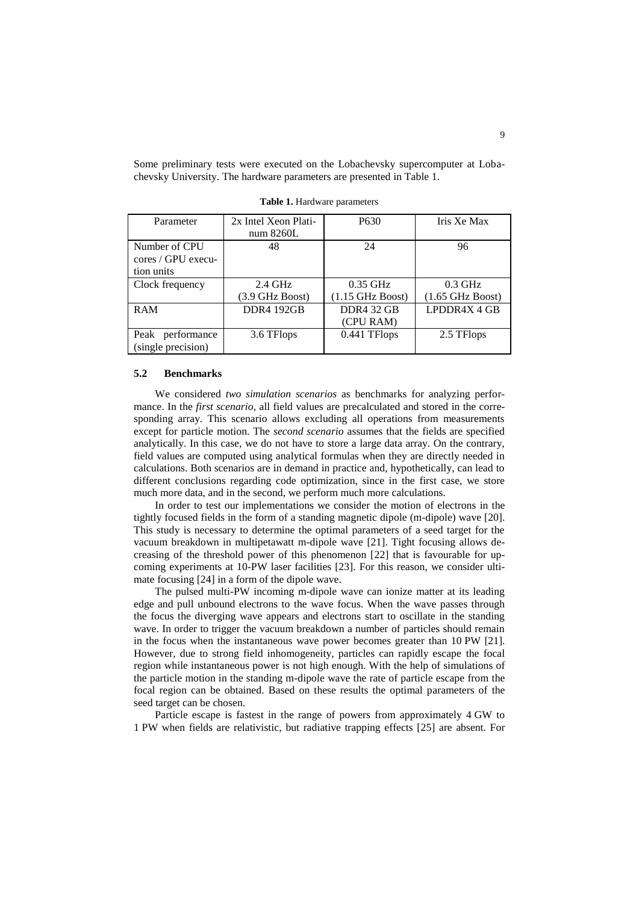Some preliminary tests were executed on the Lobachevsky supercomputer at Lobachevsky University. The hardware parameters are presented in Table 1.

**Table 1.** Hardware parameters

| Parameter | 2x Intel Xeon Platinum 8260L | P630 | Iris Xe Max |
|---|---|---|---|
| Number of CPU cores / GPU execution units | 48 | 24 | 96 |
| Clock frequency | 2.4 GHz (3.9 GHz Boost) | 0.35 GHz (1.15 GHz Boost) | 0.3 GHz (1.65 GHz Boost) |
| RAM | DDR4 192GB | DDR4 32 GB (CPU RAM) | LPDDR4X 4 GB |
| Peak performance (single precision) | 3.6 TFlops | 0.441 TFlops | 2.5 TFlops |

### 5.2 Benchmarks

We considered *two simulation scenarios* as benchmarks for analyzing performance. In the *first scenario*, all field values are precalculated and stored in the corresponding array. This scenario allows excluding all operations from measurements except for particle motion. The *second scenario* assumes that the fields are specified analytically. In this case, we do not have to store a large data array. On the contrary, field values are computed using analytical formulas when they are directly needed in calculations. Both scenarios are in demand in practice and, hypothetically, can lead to different conclusions regarding code optimization, since in the first case, we store much more data, and in the second, we perform much more calculations.

In order to test our implementations we consider the motion of electrons in the tightly focused fields in the form of a standing magnetic dipole (m-dipole) wave [20]. This study is necessary to determine the optimal parameters of a seed target for the vacuum breakdown in multipetawatt m-dipole wave [21]. Tight focusing allows decreasing of the threshold power of this phenomenon [22] that is favourable for upcoming experiments at 10-PW laser facilities [23]. For this reason, we consider ultimate focusing [24] in a form of the dipole wave.

The pulsed multi-PW incoming m-dipole wave can ionize matter at its leading edge and pull unbound electrons to the wave focus. When the wave passes through the focus the diverging wave appears and electrons start to oscillate in the standing wave. In order to trigger the vacuum breakdown a number of particles should remain in the focus when the instantaneous wave power becomes greater than 10 PW [21]. However, due to strong field inhomogeneity, particles can rapidly escape the focal region while instantaneous power is not high enough. With the help of simulations of the particle motion in the standing m-dipole wave the rate of particle escape from the focal region can be obtained. Based on these results the optimal parameters of the seed target can be chosen.

Particle escape is fastest in the range of powers from approximately 4 GW to 1 PW when fields are relativistic, but radiative trapping effects [25] are absent. For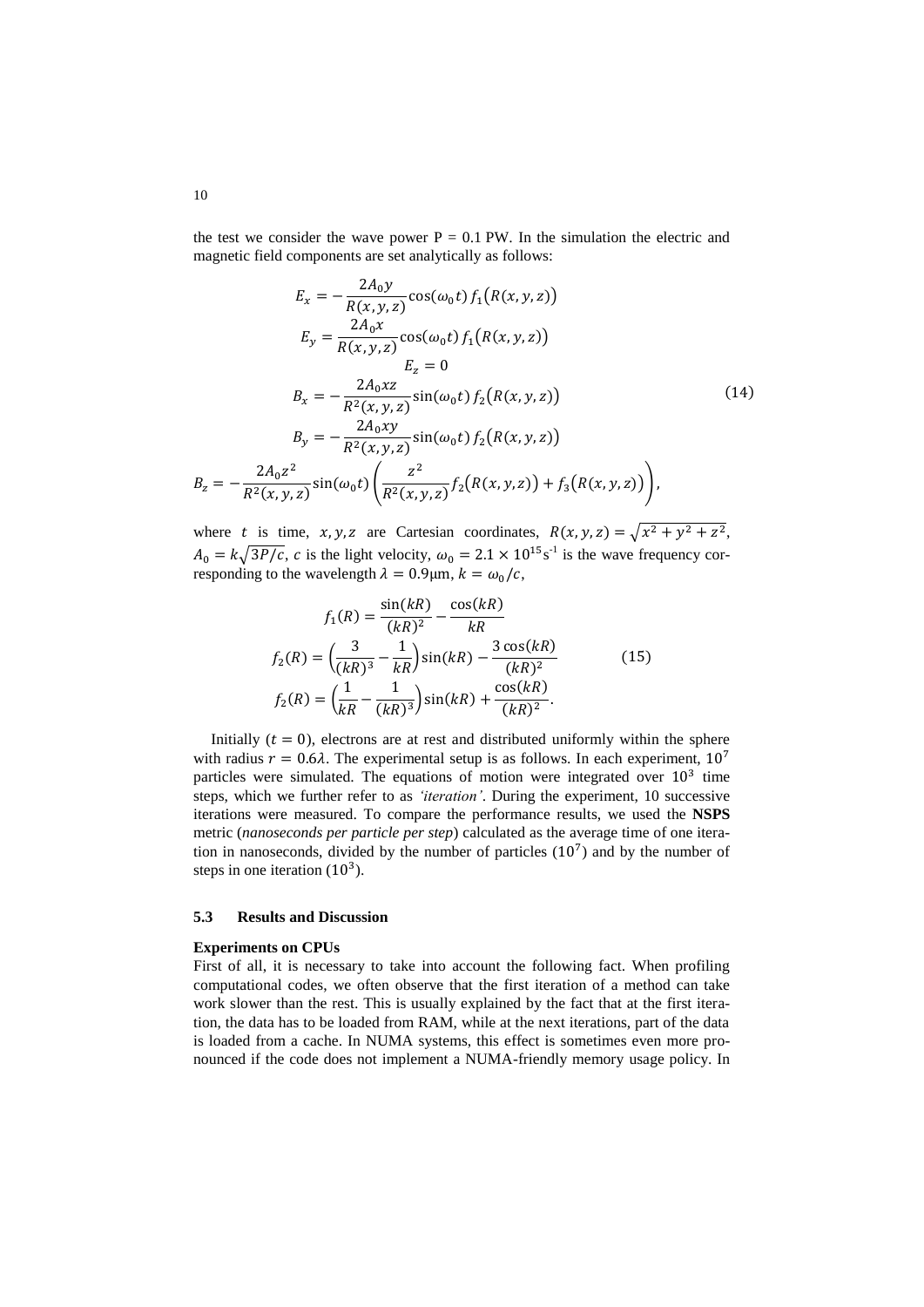the test we consider the wave power P = 0.1 PW. In the simulation the electric and magnetic field components are set analytically as follows:

$$
\begin{gathered}
E_x = -\frac{2A_0 y}{R(x,y,z)}\cos(\omega_0 t)\, f_1\big(R(x,y,z)\big) \\
E_y = \frac{2A_0 x}{R(x,y,z)}\cos(\omega_0 t)\, f_1\big(R(x,y,z)\big) \\
E_z = 0 \\
B_x = -\frac{2A_0 xz}{R^2(x,y,z)}\sin(\omega_0 t)\, f_2\big(R(x,y,z)\big) \\
B_y = -\frac{2A_0 xy}{R^2(x,y,z)}\sin(\omega_0 t)\, f_2\big(R(x,y,z)\big) \\
B_z = -\frac{2A_0 z^2}{R^2(x,y,z)}\sin(\omega_0 t)\left(\frac{z^2}{R^2(x,y,z)} f_2\big(R(x,y,z)\big) + f_3\big(R(x,y,z)\big)\right),
\end{gathered}
\tag{14}
$$

where $t$ is time, $x, y, z$ are Cartesian coordinates, $R(x,y,z) = \sqrt{x^2 + y^2 + z^2}$, $A_0 = k\sqrt{3P/c}$, $c$ is the light velocity, $\omega_0 = 2.1 \times 10^{15}\,\mathrm{s}^{-1}$ is the wave frequency corresponding to the wavelength $\lambda = 0.9\mu\mathrm{m}$, $k = \omega_0 / c$,

$$
\begin{gathered}
f_1(R) = \frac{\sin(kR)}{(kR)^2} - \frac{\cos(kR)}{kR} \\
f_2(R) = \left(\frac{3}{(kR)^3} - \frac{1}{kR}\right)\sin(kR) - \frac{3\cos(kR)}{(kR)^2} \\
f_2(R) = \left(\frac{1}{kR} - \frac{1}{(kR)^3}\right)\sin(kR) + \frac{\cos(kR)}{(kR)^2}.
\end{gathered}
\tag{15}
$$

Initially ($t = 0$), electrons are at rest and distributed uniformly within the sphere with radius $r = 0.6\lambda$. The experimental setup is as follows. In each experiment, $10^7$ particles were simulated. The equations of motion were integrated over $10^3$ time steps, which we further refer to as *'iteration'*. During the experiment, 10 successive iterations were measured. To compare the performance results, we used the **NSPS** metric (*nanoseconds per particle per step*) calculated as the average time of one iteration in nanoseconds, divided by the number of particles ($10^7$) and by the number of steps in one iteration ($10^3$).

### 5.3 Results and Discussion

**Experiments on CPUs**

First of all, it is necessary to take into account the following fact. When profiling computational codes, we often observe that the first iteration of a method can take work slower than the rest. This is usually explained by the fact that at the first iteration, the data has to be loaded from RAM, while at the next iterations, part of the data is loaded from a cache. In NUMA systems, this effect is sometimes even more pronounced if the code does not implement a NUMA-friendly memory usage policy. In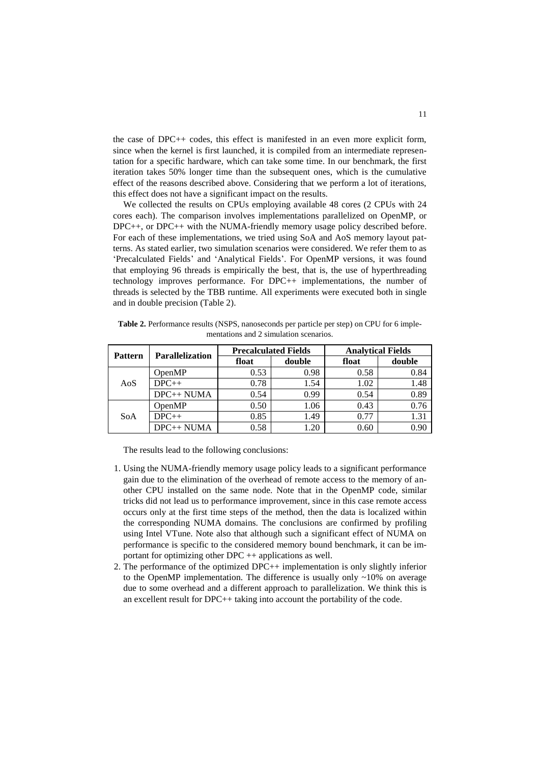the case of DPC++ codes, this effect is manifested in an even more explicit form, since when the kernel is first launched, it is compiled from an intermediate representation for a specific hardware, which can take some time. In our benchmark, the first iteration takes 50% longer time than the subsequent ones, which is the cumulative effect of the reasons described above. Considering that we perform a lot of iterations, this effect does not have a significant impact on the results.

We collected the results on CPUs employing available 48 cores (2 CPUs with 24 cores each). The comparison involves implementations parallelized on OpenMP, or DPC++, or DPC++ with the NUMA-friendly memory usage policy described before. For each of these implementations, we tried using SoA and AoS memory layout patterns. As stated earlier, two simulation scenarios were considered. We refer them to as 'Precalculated Fields' and 'Analytical Fields'. For OpenMP versions, it was found that employing 96 threads is empirically the best, that is, the use of hyperthreading technology improves performance. For DPC++ implementations, the number of threads is selected by the TBB runtime. All experiments were executed both in single and in double precision (Table 2).

**Table 2.** Performance results (NSPS, nanoseconds per particle per step) on CPU for 6 implementations and 2 simulation scenarios.

| Pattern | Parallelization | Precalculated Fields | | Analytical Fields | |
|---|---|---|---|---|---|
| | | float | double | float | double |
| AoS | OpenMP | 0.53 | 0.98 | 0.58 | 0.84 |
| | DPC++ | 0.78 | 1.54 | 1.02 | 1.48 |
| | DPC++ NUMA | 0.54 | 0.99 | 0.54 | 0.89 |
| SoA | OpenMP | 0.50 | 1.06 | 0.43 | 0.76 |
| | DPC++ | 0.85 | 1.49 | 0.77 | 1.31 |
| | DPC++ NUMA | 0.58 | 1.20 | 0.60 | 0.90 |

The results lead to the following conclusions:

1. Using the NUMA-friendly memory usage policy leads to a significant performance gain due to the elimination of the overhead of remote access to the memory of another CPU installed on the same node. Note that in the OpenMP code, similar tricks did not lead us to performance improvement, since in this case remote access occurs only at the first time steps of the method, then the data is localized within the corresponding NUMA domains. The conclusions are confirmed by profiling using Intel VTune. Note also that although such a significant effect of NUMA on performance is specific to the considered memory bound benchmark, it can be important for optimizing other DPC ++ applications as well.
2. The performance of the optimized DPC++ implementation is only slightly inferior to the OpenMP implementation. The difference is usually only ~10% on average due to some overhead and a different approach to parallelization. We think this is an excellent result for DPC++ taking into account the portability of the code.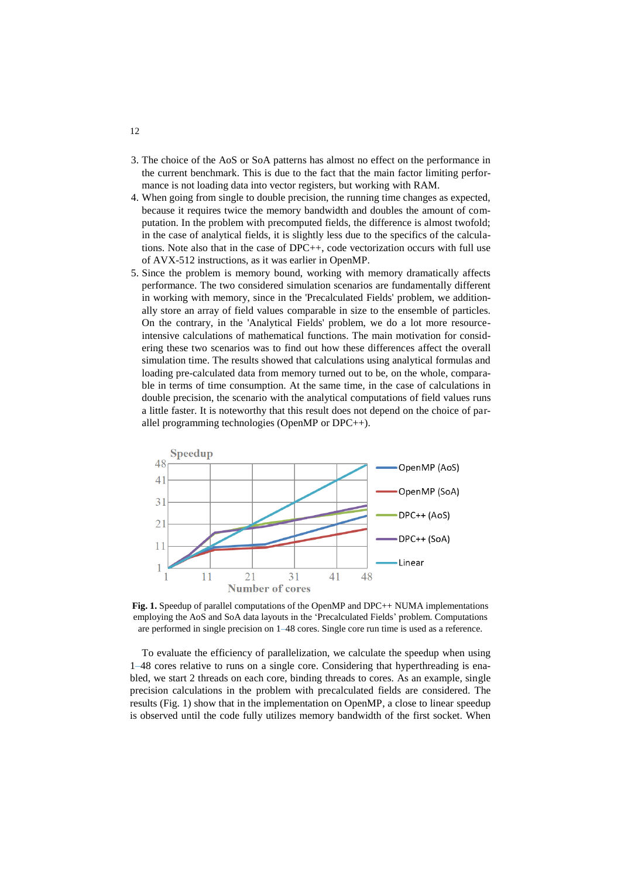3. The choice of the AoS or SoA patterns has almost no effect on the performance in the current benchmark. This is due to the fact that the main factor limiting performance is not loading data into vector registers, but working with RAM.
4. When going from single to double precision, the running time changes as expected, because it requires twice the memory bandwidth and doubles the amount of computation. In the problem with precomputed fields, the difference is almost twofold; in the case of analytical fields, it is slightly less due to the specifics of the calculations. Note also that in the case of DPC++, code vectorization occurs with full use of AVX-512 instructions, as it was earlier in OpenMP.
5. Since the problem is memory bound, working with memory dramatically affects performance. The two considered simulation scenarios are fundamentally different in working with memory, since in the 'Precalculated Fields' problem, we additionally store an array of field values comparable in size to the ensemble of particles. On the contrary, in the 'Analytical Fields' problem, we do a lot more resource-intensive calculations of mathematical functions. The main motivation for considering these two scenarios was to find out how these differences affect the overall simulation time. The results showed that calculations using analytical formulas and loading pre-calculated data from memory turned out to be, on the whole, comparable in terms of time consumption. At the same time, in the case of calculations in double precision, the scenario with the analytical computations of field values runs a little faster. It is noteworthy that this result does not depend on the choice of parallel programming technologies (OpenMP or DPC++).

**Fig. 1.** Speedup of parallel computations of the OpenMP and DPC++ NUMA implementations employing the AoS and SoA data layouts in the 'Precalculated Fields' problem. Computations are performed in single precision on 1–48 cores. Single core run time is used as a reference.

To evaluate the efficiency of parallelization, we calculate the speedup when using 1–48 cores relative to runs on a single core. Considering that hyperthreading is enabled, we start 2 threads on each core, binding threads to cores. As an example, single precision calculations in the problem with precalculated fields are considered. The results (Fig. 1) show that in the implementation on OpenMP, a close to linear speedup is observed until the code fully utilizes memory bandwidth of the first socket. When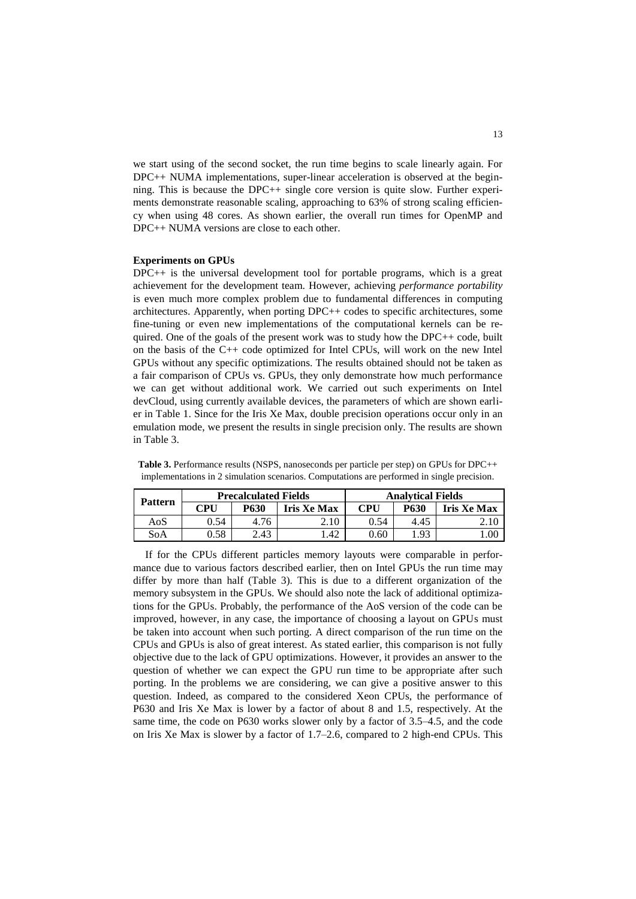we start using of the second socket, the run time begins to scale linearly again. For DPC++ NUMA implementations, super-linear acceleration is observed at the beginning. This is because the DPC++ single core version is quite slow. Further experiments demonstrate reasonable scaling, approaching to 63% of strong scaling efficiency when using 48 cores. As shown earlier, the overall run times for OpenMP and DPC++ NUMA versions are close to each other.

**Experiments on GPUs**

DPC++ is the universal development tool for portable programs, which is a great achievement for the development team. However, achieving *performance portability* is even much more complex problem due to fundamental differences in computing architectures. Apparently, when porting DPC++ codes to specific architectures, some fine-tuning or even new implementations of the computational kernels can be required. One of the goals of the present work was to study how the DPC++ code, built on the basis of the C++ code optimized for Intel CPUs, will work on the new Intel GPUs without any specific optimizations. The results obtained should not be taken as a fair comparison of CPUs vs. GPUs, they only demonstrate how much performance we can get without additional work. We carried out such experiments on Intel devCloud, using currently available devices, the parameters of which are shown earlier in Table 1. Since for the Iris Xe Max, double precision operations occur only in an emulation mode, we present the results in single precision only. The results are shown in Table 3.

**Table 3.** Performance results (NSPS, nanoseconds per particle per step) on GPUs for DPC++ implementations in 2 simulation scenarios. Computations are performed in single precision.

| Pattern | Precalculated Fields | | | Analytical Fields | | |
|---|---|---|---|---|---|---|
| | CPU | P630 | Iris Xe Max | CPU | P630 | Iris Xe Max |
| AoS | 0.54 | 4.76 | 2.10 | 0.54 | 4.45 | 2.10 |
| SoA | 0.58 | 2.43 | 1.42 | 0.60 | 1.93 | 1.00 |

If for the CPUs different particles memory layouts were comparable in performance due to various factors described earlier, then on Intel GPUs the run time may differ by more than half (Table 3). This is due to a different organization of the memory subsystem in the GPUs. We should also note the lack of additional optimizations for the GPUs. Probably, the performance of the AoS version of the code can be improved, however, in any case, the importance of choosing a layout on GPUs must be taken into account when such porting. A direct comparison of the run time on the CPUs and GPUs is also of great interest. As stated earlier, this comparison is not fully objective due to the lack of GPU optimizations. However, it provides an answer to the question of whether we can expect the GPU run time to be appropriate after such porting. In the problems we are considering, we can give a positive answer to this question. Indeed, as compared to the considered Xeon CPUs, the performance of P630 and Iris Xe Max is lower by a factor of about 8 and 1.5, respectively. At the same time, the code on P630 works slower only by a factor of 3.5–4.5, and the code on Iris Xe Max is slower by a factor of 1.7–2.6, compared to 2 high-end CPUs. This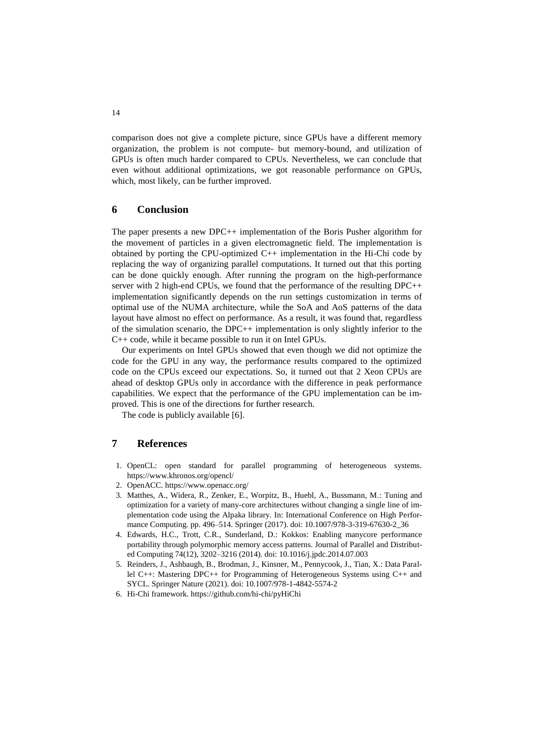comparison does not give a complete picture, since GPUs have a different memory organization, the problem is not compute- but memory-bound, and utilization of GPUs is often much harder compared to CPUs. Nevertheless, we can conclude that even without additional optimizations, we got reasonable performance on GPUs, which, most likely, can be further improved.

## 6 Conclusion

The paper presents a new DPC++ implementation of the Boris Pusher algorithm for the movement of particles in a given electromagnetic field. The implementation is obtained by porting the CPU-optimized C++ implementation in the Hi-Chi code by replacing the way of organizing parallel computations. It turned out that this porting can be done quickly enough. After running the program on the high-performance server with 2 high-end CPUs, we found that the performance of the resulting DPC++ implementation significantly depends on the run settings customization in terms of optimal use of the NUMA architecture, while the SoA and AoS patterns of the data layout have almost no effect on performance. As a result, it was found that, regardless of the simulation scenario, the DPC++ implementation is only slightly inferior to the C++ code, while it became possible to run it on Intel GPUs.

Our experiments on Intel GPUs showed that even though we did not optimize the code for the GPU in any way, the performance results compared to the optimized code on the CPUs exceed our expectations. So, it turned out that 2 Xeon CPUs are ahead of desktop GPUs only in accordance with the difference in peak performance capabilities. We expect that the performance of the GPU implementation can be improved. This is one of the directions for further research.

The code is publicly available [6].

## 7 References

1. OpenCL: open standard for parallel programming of heterogeneous systems. https://www.khronos.org/opencl/
2. OpenACC. https://www.openacc.org/
3. Matthes, A., Widera, R., Zenker, E., Worpitz, B., Huebl, A., Bussmann, M.: Tuning and optimization for a variety of many-core architectures without changing a single line of implementation code using the Alpaka library. In: International Conference on High Performance Computing. pp. 496–514. Springer (2017). doi: 10.1007/978-3-319-67630-2_36
4. Edwards, H.C., Trott, C.R., Sunderland, D.: Kokkos: Enabling manycore performance portability through polymorphic memory access patterns. Journal of Parallel and Distributed Computing 74(12), 3202–3216 (2014). doi: 10.1016/j.jpdc.2014.07.003
5. Reinders, J., Ashbaugh, B., Brodman, J., Kinsner, M., Pennycook, J., Tian, X.: Data Parallel C++: Mastering DPC++ for Programming of Heterogeneous Systems using C++ and SYCL. Springer Nature (2021). doi: 10.1007/978-1-4842-5574-2
6. Hi-Chi framework. https://github.com/hi-chi/pyHiChi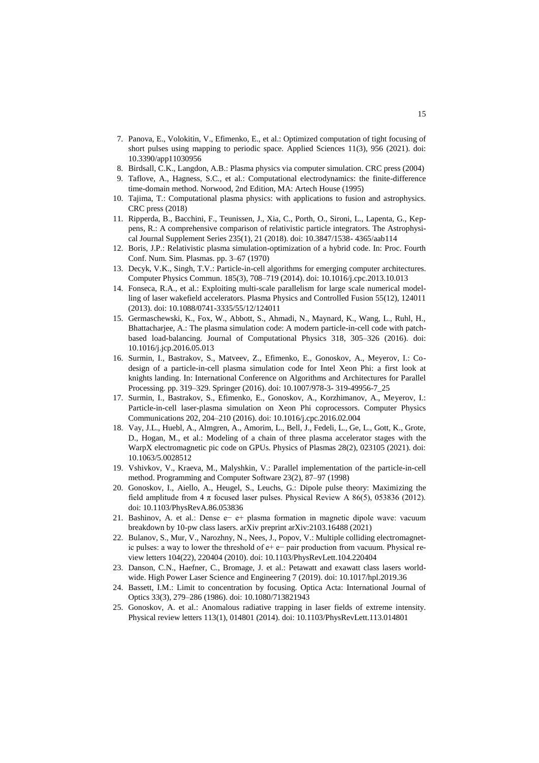7. Panova, E., Volokitin, V., Efimenko, E., et al.: Optimized computation of tight focusing of short pulses using mapping to periodic space. Applied Sciences 11(3), 956 (2021). doi: 10.3390/app11030956
8. Birdsall, C.K., Langdon, A.B.: Plasma physics via computer simulation. CRC press (2004)
9. Taflove, A., Hagness, S.C., et al.: Computational electrodynamics: the finite-difference time-domain method. Norwood, 2nd Edition, MA: Artech House (1995)
10. Tajima, T.: Computational plasma physics: with applications to fusion and astrophysics. CRC press (2018)
11. Ripperda, B., Bacchini, F., Teunissen, J., Xia, C., Porth, O., Sironi, L., Lapenta, G., Keppens, R.: A comprehensive comparison of relativistic particle integrators. The Astrophysical Journal Supplement Series 235(1), 21 (2018). doi: 10.3847/1538- 4365/aab114
12. Boris, J.P.: Relativistic plasma simulation-optimization of a hybrid code. In: Proc. Fourth Conf. Num. Sim. Plasmas. pp. 3–67 (1970)
13. Decyk, V.K., Singh, T.V.: Particle-in-cell algorithms for emerging computer architectures. Computer Physics Commun. 185(3), 708–719 (2014). doi: 10.1016/j.cpc.2013.10.013
14. Fonseca, R.A., et al.: Exploiting multi-scale parallelism for large scale numerical modelling of laser wakefield accelerators. Plasma Physics and Controlled Fusion 55(12), 124011 (2013). doi: 10.1088/0741-3335/55/12/124011
15. Germaschewski, K., Fox, W., Abbott, S., Ahmadi, N., Maynard, K., Wang, L., Ruhl, H., Bhattacharjee, A.: The plasma simulation code: A modern particle-in-cell code with patch-based load-balancing. Journal of Computational Physics 318, 305–326 (2016). doi: 10.1016/j.jcp.2016.05.013
16. Surmin, I., Bastrakov, S., Matveev, Z., Efimenko, E., Gonoskov, A., Meyerov, I.: Co-design of a particle-in-cell plasma simulation code for Intel Xeon Phi: a first look at knights landing. In: International Conference on Algorithms and Architectures for Parallel Processing. pp. 319–329. Springer (2016). doi: 10.1007/978-3- 319-49956-7_25
17. Surmin, I., Bastrakov, S., Efimenko, E., Gonoskov, A., Korzhimanov, A., Meyerov, I.: Particle-in-cell laser-plasma simulation on Xeon Phi coprocessors. Computer Physics Communications 202, 204–210 (2016). doi: 10.1016/j.cpc.2016.02.004
18. Vay, J.L., Huebl, A., Almgren, A., Amorim, L., Bell, J., Fedeli, L., Ge, L., Gott, K., Grote, D., Hogan, M., et al.: Modeling of a chain of three plasma accelerator stages with the WarpX electromagnetic pic code on GPUs. Physics of Plasmas 28(2), 023105 (2021). doi: 10.1063/5.0028512
19. Vshivkov, V., Kraeva, M., Malyshkin, V.: Parallel implementation of the particle-in-cell method. Programming and Computer Software 23(2), 87–97 (1998)
20. Gonoskov, I., Aiello, A., Heugel, S., Leuchs, G.: Dipole pulse theory: Maximizing the field amplitude from 4 π focused laser pulses. Physical Review A 86(5), 053836 (2012). doi: 10.1103/PhysRevA.86.053836
21. Bashinov, A. et al.: Dense e− e+ plasma formation in magnetic dipole wave: vacuum breakdown by 10-pw class lasers. arXiv preprint arXiv:2103.16488 (2021)
22. Bulanov, S., Mur, V., Narozhny, N., Nees, J., Popov, V.: Multiple colliding electromagnetic pulses: a way to lower the threshold of e+ e− pair production from vacuum. Physical review letters 104(22), 220404 (2010). doi: 10.1103/PhysRevLett.104.220404
23. Danson, C.N., Haefner, C., Bromage, J. et al.: Petawatt and exawatt class lasers worldwide. High Power Laser Science and Engineering 7 (2019). doi: 10.1017/hpl.2019.36
24. Bassett, I.M.: Limit to concentration by focusing. Optica Acta: International Journal of Optics 33(3), 279–286 (1986). doi: 10.1080/713821943
25. Gonoskov, A. et al.: Anomalous radiative trapping in laser fields of extreme intensity. Physical review letters 113(1), 014801 (2014). doi: 10.1103/PhysRevLett.113.014801